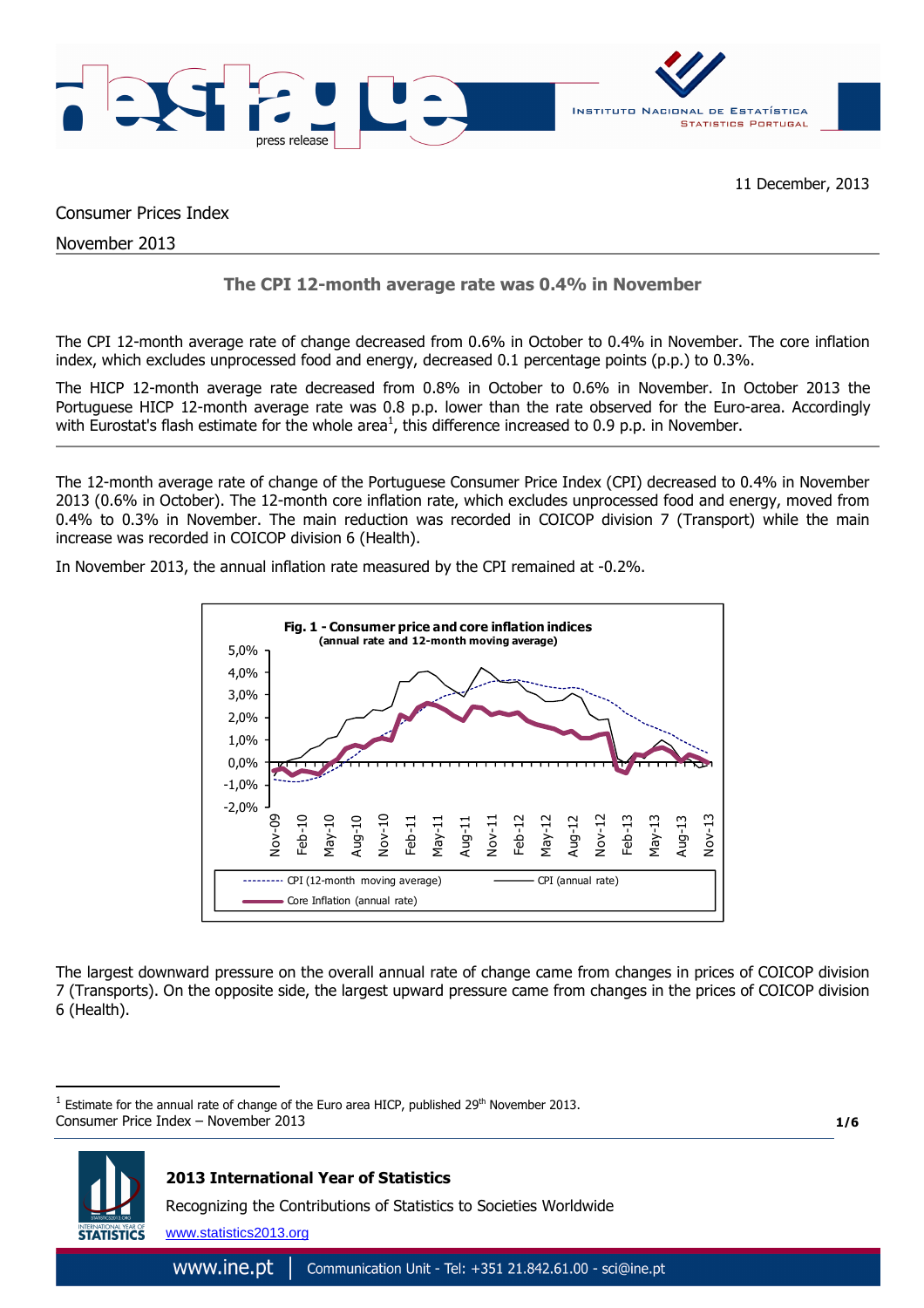11 December, 2013

Consumer Prices Index

November 2013

## The CPI 12-month average rate was 0.4% in November

The CPI 12-month average rate of change decreased from 0.6% in October to 0.4% in November. The core inflation index, which excludes unprocessed food and energy, decreased 0.1 percentage points (p.p.) to 0.3%.

The HICP 12-month average rate decreased from 0.8% in October to 0.6% in November. In October 2013 the Portuguese HICP 12-month average rate was 0.8 p.p. lower than the rate observed for the Euro-area. Accordingly with Eurostat's flash estimate for the whole area[1], this difference increased to 0.9 p.p. in November.

---

The 12-month average rate of change of the Portuguese Consumer Price Index (CPI) decreased to 0.4% in November 2013 (0.6% in October). The 12-month core inflation rate, which excludes unprocessed food and energy, moved from 0.4% to 0.3% in November. The main reduction was recorded in COICOP division 7 (Transport) while the main increase was recorded in COICOP division 6 (Health).

In November 2013, the annual inflation rate measured by the CPI remained at -0.2%.

**Fig. 1 - Consumer price and core inflation indices**
**(annual rate and 12-month moving average)**

The largest downward pressure on the overall annual rate of change came from changes in prices of COICOP division 7 (Transports). On the opposite side, the largest upward pressure came from changes in the prices of COICOP division 6 (Health).

[1] Estimate for the annual rate of change of the Euro area HICP, published 29th November 2013.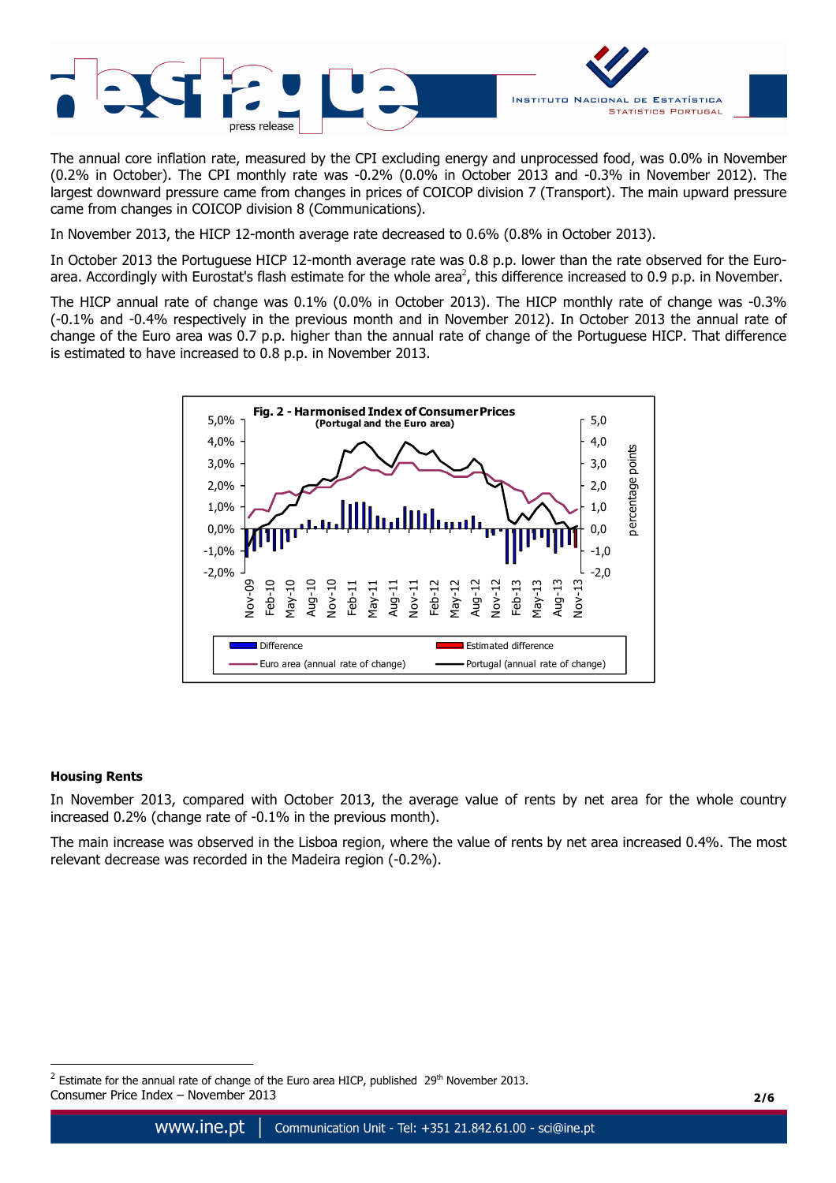The annual core inflation rate, measured by the CPI excluding energy and unprocessed food, was 0.0% in November (0.2% in October). The CPI monthly rate was -0.2% (0.0% in October 2013 and -0.3% in November 2012). The largest downward pressure came from changes in prices of COICOP division 7 (Transport). The main upward pressure came from changes in COICOP division 8 (Communications).

In November 2013, the HICP 12-month average rate decreased to 0.6% (0.8% in October 2013).

In October 2013 the Portuguese HICP 12-month average rate was 0.8 p.p. lower than the rate observed for the Euro-area. Accordingly with Eurostat's flash estimate for the whole area[2], this difference increased to 0.9 p.p. in November.

The HICP annual rate of change was 0.1% (0.0% in October 2013). The HICP monthly rate of change was -0.3% (-0.1% and -0.4% respectively in the previous month and in November 2012). In October 2013 the annual rate of change of the Euro area was 0.7 p.p. higher than the annual rate of change of the Portuguese HICP. That difference is estimated to have increased to 0.8 p.p. in November 2013.

**Fig. 2 - Harmonised Index of Consumer Prices**
**(Portugal and the Euro area)**

### Housing Rents

In November 2013, compared with October 2013, the average value of rents by net area for the whole country increased 0.2% (change rate of -0.1% in the previous month).

The main increase was observed in the Lisboa region, where the value of rents by net area increased 0.4%. The most relevant decrease was recorded in the Madeira region (-0.2%).

[2] Estimate for the annual rate of change of the Euro area HICP, published 29th November 2013.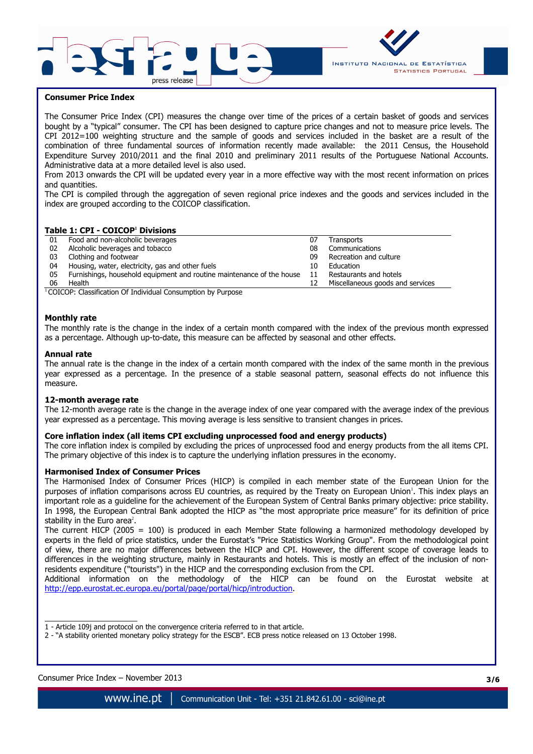## Consumer Price Index

The Consumer Price Index (CPI) measures the change over time of the prices of a certain basket of goods and services bought by a "typical" consumer. The CPI has been designed to capture price changes and not to measure price levels. The CPI 2012=100 weighting structure and the sample of goods and services included in the basket are a result of the combination of three fundamental sources of information recently made available: the 2011 Census, the Household Expenditure Survey 2010/2011 and the final 2010 and preliminary 2011 results of the Portuguese National Accounts. Administrative data at a more detailed level is also used.

From 2013 onwards the CPI will be updated every year in a more effective way with the most recent information on prices and quantities.

The CPI is compiled through the aggregation of seven regional price indexes and the goods and services included in the index are grouped according to the COICOP classification.

**Table 1: CPI - COICOP[1] Divisions**

| | | | |
|---|---|---|---|
| 01 | Food and non-alcoholic beverages | 07 | Transports |
| 02 | Alcoholic beverages and tobacco | 08 | Communications |
| 03 | Clothing and footwear | 09 | Recreation and culture |
| 04 | Housing, water, electricity, gas and other fuels | 10 | Education |
| 05 | Furnishings, household equipment and routine maintenance of the house | 11 | Restaurants and hotels |
| 06 | Health | 12 | Miscellaneous goods and services |

[1] COICOP: Classification Of Individual Consumption by Purpose

**Monthly rate**

The monthly rate is the change in the index of a certain month compared with the index of the previous month expressed as a percentage. Although up-to-date, this measure can be affected by seasonal and other effects.

**Annual rate**

The annual rate is the change in the index of a certain month compared with the index of the same month in the previous year expressed as a percentage. In the presence of a stable seasonal pattern, seasonal effects do not influence this measure.

**12-month average rate**

The 12-month average rate is the change in the average index of one year compared with the average index of the previous year expressed as a percentage. This moving average is less sensitive to transient changes in prices.

**Core inflation index (all items CPI excluding unprocessed food and energy products)**

The core inflation index is compiled by excluding the prices of unprocessed food and energy products from the all items CPI. The primary objective of this index is to capture the underlying inflation pressures in the economy.

**Harmonised Index of Consumer Prices**

The Harmonised Index of Consumer Prices (HICP) is compiled in each member state of the European Union for the purposes of inflation comparisons across EU countries, as required by the Treaty on European Union[1]. This index plays an important role as a guideline for the achievement of the European System of Central Banks primary objective: price stability. In 1998, the European Central Bank adopted the HICP as "the most appropriate price measure" for its definition of price stability in the Euro area[2].

The current HICP (2005 = 100) is produced in each Member State following a harmonized methodology developed by experts in the field of price statistics, under the Eurostat's "Price Statistics Working Group". From the methodological point of view, there are no major differences between the HICP and CPI. However, the different scope of coverage leads to differences in the weighting structure, mainly in Restaurants and hotels. This is mostly an effect of the inclusion of non-residents expenditure ("tourists") in the HICP and the corresponding exclusion from the CPI.

Additional information on the methodology of the HICP can be found on the Eurostat website at http://epp.eurostat.ec.europa.eu/portal/page/portal/hicp/introduction.

---

1 - Article 109j and protocol on the convergence criteria referred to in that article.

2 - "A stability oriented monetary policy strategy for the ESCB". ECB press notice released on 13 October 1998.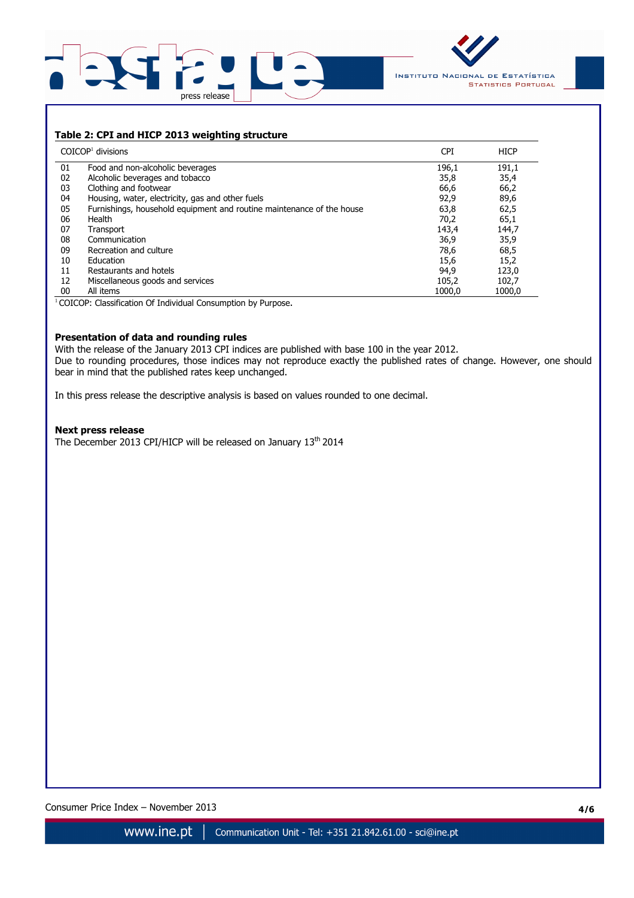**Table 2: CPI and HICP 2013 weighting structure**

| COICOP[1] divisions | | CPI | HICP |
|---|---|---|---|
| 01 | Food and non-alcoholic beverages | 196,1 | 191,1 |
| 02 | Alcoholic beverages and tobacco | 35,8 | 35,4 |
| 03 | Clothing and footwear | 66,6 | 66,2 |
| 04 | Housing, water, electricity, gas and other fuels | 92,9 | 89,6 |
| 05 | Furnishings, household equipment and routine maintenance of the house | 63,8 | 62,5 |
| 06 | Health | 70,2 | 65,1 |
| 07 | Transport | 143,4 | 144,7 |
| 08 | Communication | 36,9 | 35,9 |
| 09 | Recreation and culture | 78,6 | 68,5 |
| 10 | Education | 15,6 | 15,2 |
| 11 | Restaurants and hotels | 94,9 | 123,0 |
| 12 | Miscellaneous goods and services | 105,2 | 102,7 |
| 00 | All items | 1000,0 | 1000,0 |

[1] COICOP: Classification Of Individual Consumption by Purpose.

**Presentation of data and rounding rules**

With the release of the January 2013 CPI indices are published with base 100 in the year 2012.
Due to rounding procedures, those indices may not reproduce exactly the published rates of change. However, one should bear in mind that the published rates keep unchanged.

In this press release the descriptive analysis is based on values rounded to one decimal.

**Next press release**

The December 2013 CPI/HICP will be released on January 13th 2014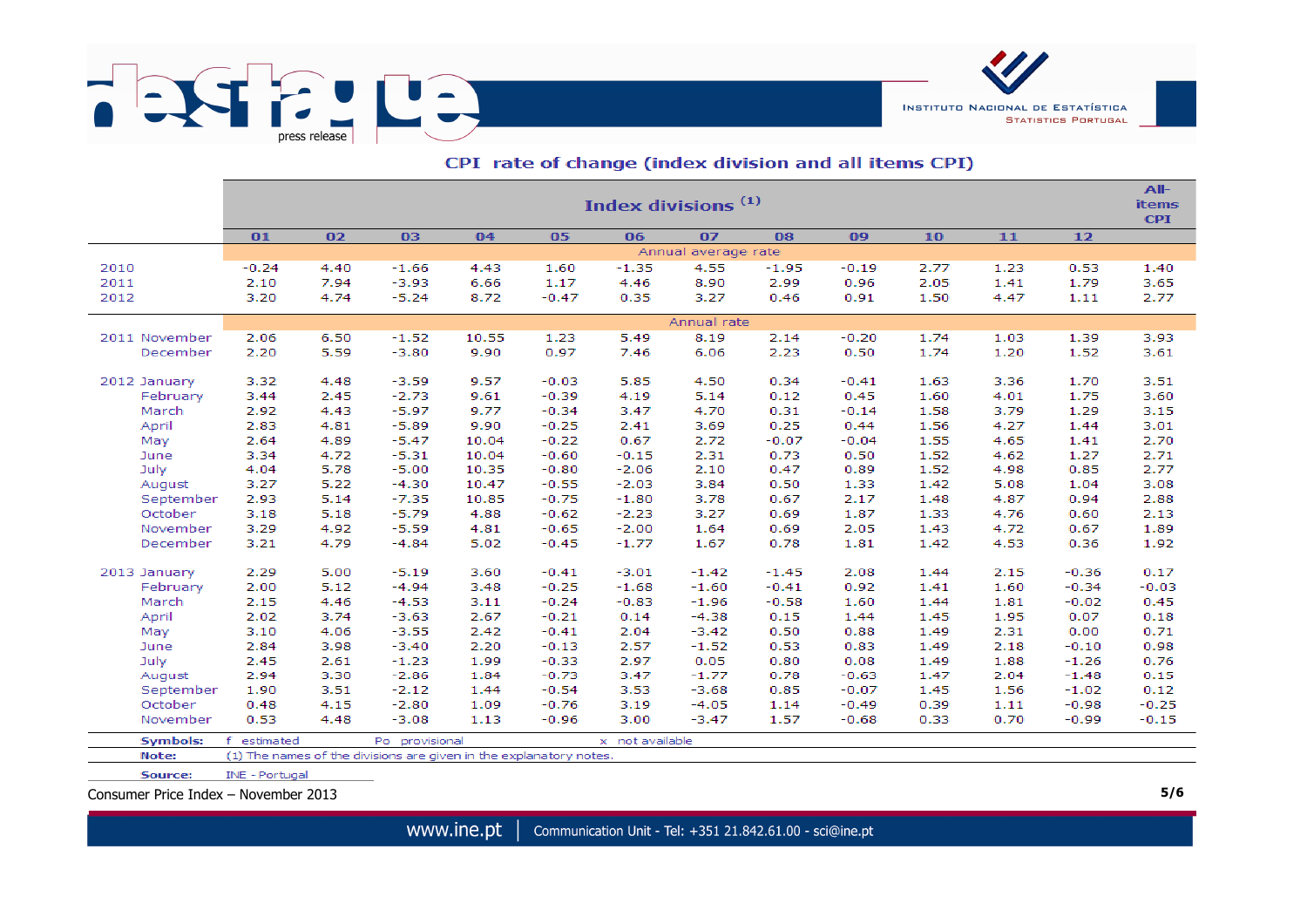## CPI rate of change (index division and all items CPI)

| | Index divisions (1) | | | | | | | | | | | | All-items CPI |
|---|---|---|---|---|---|---|---|---|---|---|---|---|---|
| | 01 | 02 | 03 | 04 | 05 | 06 | 07 | 08 | 09 | 10 | 11 | 12 | |
| | Annual average rate | | | | | | | | | | | | |
| 2010 | -0.24 | 4.40 | -1.66 | 4.43 | 1.60 | -1.35 | 4.55 | -1.95 | -0.19 | 2.77 | 1.23 | 0.53 | 1.40 |
| 2011 | 2.10 | 7.94 | -3.93 | 6.66 | 1.17 | 4.46 | 8.90 | 2.99 | 0.96 | 2.05 | 1.41 | 1.79 | 3.65 |
| 2012 | 3.20 | 4.74 | -5.24 | 8.72 | -0.47 | 0.35 | 3.27 | 0.46 | 0.91 | 1.50 | 4.47 | 1.11 | 2.77 |
| | Annual rate | | | | | | | | | | | | |
| 2011 November | 2.06 | 6.50 | -1.52 | 10.55 | 1.23 | 5.49 | 8.19 | 2.14 | -0.20 | 1.74 | 1.03 | 1.39 | 3.93 |
| December | 2.20 | 5.59 | -3.80 | 9.90 | 0.97 | 7.46 | 6.06 | 2.23 | 0.50 | 1.74 | 1.20 | 1.52 | 3.61 |
| 2012 January | 3.32 | 4.48 | -3.59 | 9.57 | -0.03 | 5.85 | 4.50 | 0.34 | -0.41 | 1.63 | 3.36 | 1.70 | 3.51 |
| February | 3.44 | 2.45 | -2.73 | 9.61 | -0.39 | 4.19 | 5.14 | 0.12 | 0.45 | 1.60 | 4.01 | 1.75 | 3.60 |
| March | 2.92 | 4.43 | -5.97 | 9.77 | -0.34 | 3.47 | 4.70 | 0.31 | -0.14 | 1.58 | 3.79 | 1.29 | 3.15 |
| April | 2.83 | 4.81 | -5.89 | 9.90 | -0.25 | 2.41 | 3.69 | 0.25 | 0.44 | 1.56 | 4.27 | 1.44 | 3.01 |
| May | 2.64 | 4.89 | -5.47 | 10.04 | -0.22 | 0.67 | 2.72 | -0.07 | -0.04 | 1.55 | 4.65 | 1.41 | 2.70 |
| June | 3.34 | 4.72 | -5.31 | 10.04 | -0.60 | -0.15 | 2.31 | 0.73 | 0.50 | 1.52 | 4.62 | 1.27 | 2.71 |
| July | 4.04 | 5.78 | -5.00 | 10.35 | -0.80 | -2.06 | 2.10 | 0.47 | 0.89 | 1.52 | 4.98 | 0.85 | 2.77 |
| August | 3.27 | 5.22 | -4.30 | 10.47 | -0.55 | -2.03 | 3.84 | 0.50 | 1.33 | 1.42 | 5.08 | 1.04 | 3.08 |
| September | 2.93 | 5.14 | -7.35 | 10.85 | -0.75 | -1.80 | 3.78 | 0.67 | 2.17 | 1.48 | 4.87 | 0.94 | 2.88 |
| October | 3.18 | 5.18 | -5.79 | 4.88 | -0.62 | -2.23 | 3.27 | 0.69 | 1.87 | 1.33 | 4.76 | 0.60 | 2.13 |
| November | 3.29 | 4.92 | -5.59 | 4.81 | -0.65 | -2.00 | 1.64 | 0.69 | 2.05 | 1.43 | 4.72 | 0.67 | 1.89 |
| December | 3.21 | 4.79 | -4.84 | 5.02 | -0.45 | -1.77 | 1.67 | 0.78 | 1.81 | 1.42 | 4.53 | 0.36 | 1.92 |
| 2013 January | 2.29 | 5.00 | -5.19 | 3.60 | -0.41 | -3.01 | -1.42 | -1.45 | 2.08 | 1.44 | 2.15 | -0.36 | 0.17 |
| February | 2.00 | 5.12 | -4.94 | 3.48 | -0.25 | -1.68 | -1.60 | -0.41 | 0.92 | 1.41 | 1.60 | -0.34 | -0.03 |
| March | 2.15 | 4.46 | -4.53 | 3.11 | -0.24 | -0.83 | -1.96 | -0.58 | 1.60 | 1.44 | 1.81 | -0.02 | 0.45 |
| April | 2.02 | 3.74 | -3.63 | 2.67 | -0.21 | 0.14 | -4.38 | 0.15 | 1.44 | 1.45 | 1.95 | 0.07 | 0.18 |
| May | 3.10 | 4.06 | -3.55 | 2.42 | -0.41 | 2.04 | -3.42 | 0.50 | 0.88 | 1.49 | 2.31 | 0.00 | 0.71 |
| June | 2.84 | 3.98 | -3.40 | 2.20 | -0.13 | 2.57 | -1.52 | 0.53 | 0.83 | 1.49 | 2.18 | -0.10 | 0.98 |
| July | 2.45 | 2.61 | -1.23 | 1.99 | -0.33 | 2.97 | 0.05 | 0.80 | 0.08 | 1.49 | 1.88 | -1.26 | 0.76 |
| August | 2.94 | 3.30 | -2.86 | 1.84 | -0.73 | 3.47 | -1.77 | 0.78 | -0.63 | 1.47 | 2.04 | -1.48 | 0.15 |
| September | 1.90 | 3.51 | -2.12 | 1.44 | -0.54 | 3.53 | -3.68 | 0.85 | -0.07 | 1.45 | 1.56 | -1.02 | 0.12 |
| October | 0.48 | 4.15 | -2.80 | 1.09 | -0.76 | 3.19 | -4.05 | 1.14 | -0.49 | 0.39 | 1.11 | -0.98 | -0.25 |
| November | 0.53 | 4.48 | -3.08 | 1.13 | -0.96 | 3.00 | -3.47 | 1.57 | -0.68 | 0.33 | 0.70 | -0.99 | -0.15 |

**Symbols:** f estimated Po provisional x not available

**Note:** (1) The names of the divisions are given in the explanatory notes.

**Source:** INE - Portugal

Consumer Price Index – November 2013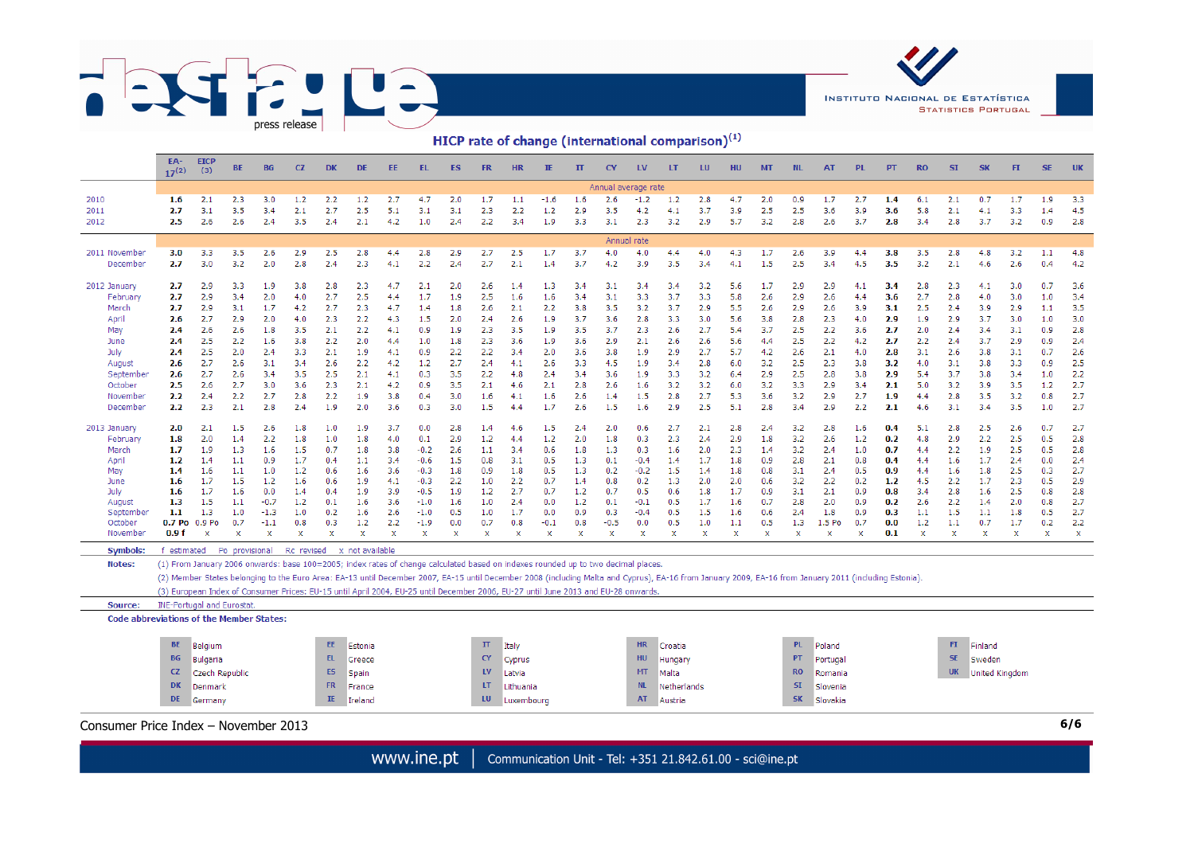## HICP rate of change (international comparison)[(1)]

| | EA-17[(2)] | EICP (3) | BE | BG | CZ | DK | DE | EE | EL | ES | FR | HR | IE | IT | CY | LV | LT | LU | HU | MT | NL | AT | PL | PT | RO | SI | SK | FI | SE | UK |
|---|---|---|---|---|---|---|---|---|---|---|---|---|---|---|---|---|---|---|---|---|---|---|---|---|---|---|---|---|---|---|
| | Annual average rate | | | | | | | | | | | | | | | | | | | | | | | | | | | | | |
| 2010 | **1.6** | 2.1 | 2.3 | 3.0 | 1.2 | 2.2 | 1.2 | 2.7 | 4.7 | 2.0 | 1.7 | 1.1 | -1.6 | 1.6 | 2.6 | -1.2 | 1.2 | 2.8 | 4.7 | 2.0 | 0.9 | 1.7 | 2.7 | **1.4** | 6.1 | 2.1 | 0.7 | 1.7 | 1.9 | 3.3 |
| 2011 | **2.7** | 3.1 | 3.5 | 3.4 | 2.1 | 2.7 | 2.5 | 5.1 | 3.1 | 3.1 | 2.3 | 2.2 | 1.2 | 2.9 | 3.5 | 4.2 | 4.1 | 3.7 | 3.9 | 2.5 | 2.5 | 3.6 | 3.9 | **3.6** | 5.8 | 2.1 | 4.1 | 3.3 | 1.4 | 4.5 |
| 2012 | **2.5** | 2.6 | 2.6 | 2.4 | 3.5 | 2.4 | 2.1 | 4.2 | 1.0 | 2.4 | 2.2 | 3.4 | 1.9 | 3.3 | 3.1 | 2.3 | 3.2 | 2.9 | 5.7 | 3.2 | 2.8 | 2.6 | 3.7 | **2.8** | 3.4 | 2.8 | 3.7 | 3.2 | 0.9 | 2.8 |
| | Annual rate | | | | | | | | | | | | | | | | | | | | | | | | | | | | | |
| 2011 November | **3.0** | 3.3 | 3.5 | 2.6 | 2.9 | 2.5 | 2.8 | 4.4 | 2.8 | 2.9 | 2.7 | 2.5 | 1.7 | 3.7 | 4.0 | 4.0 | 4.4 | 4.0 | 4.3 | 1.7 | 2.6 | 3.9 | 4.4 | **3.8** | 3.5 | 2.8 | 4.8 | 3.2 | 1.1 | 4.8 |
| December | **2.7** | 3.0 | 3.2 | 2.0 | 2.8 | 2.4 | 2.3 | 4.1 | 2.2 | 2.4 | 2.7 | 2.1 | 1.4 | 3.7 | 4.2 | 3.9 | 3.5 | 3.4 | 4.1 | 1.5 | 2.5 | 3.4 | 4.5 | **3.5** | 3.2 | 2.1 | 4.6 | 2.6 | 0.4 | 4.2 |
| 2012 January | **2.7** | 2.9 | 3.3 | 1.9 | 3.8 | 2.8 | 2.3 | 4.7 | 2.1 | 2.0 | 2.6 | 1.4 | 1.3 | 3.4 | 3.1 | 3.4 | 3.4 | 3.2 | 5.6 | 1.7 | 2.9 | 2.9 | 4.1 | **3.4** | 2.8 | 2.3 | 4.1 | 3.0 | 0.7 | 3.6 |
| February | **2.7** | 2.9 | 3.4 | 2.0 | 4.0 | 2.7 | 2.5 | 4.4 | 1.7 | 1.9 | 2.5 | 1.6 | 1.6 | 3.4 | 3.1 | 3.3 | 3.7 | 3.3 | 5.8 | 2.6 | 2.9 | 2.6 | 4.4 | **3.6** | 2.7 | 2.8 | 4.0 | 3.0 | 1.0 | 3.4 |
| March | **2.7** | 2.9 | 3.1 | 1.7 | 4.2 | 2.7 | 2.3 | 4.7 | 1.4 | 1.8 | 2.6 | 2.1 | 2.2 | 3.8 | 3.5 | 3.2 | 3.7 | 2.9 | 5.5 | 2.6 | 2.9 | 2.6 | 3.9 | **3.1** | 2.5 | 2.4 | 3.9 | 2.9 | 1.1 | 3.5 |
| April | **2.6** | 2.7 | 2.9 | 2.0 | 4.0 | 2.3 | 2.2 | 4.3 | 1.5 | 2.0 | 2.4 | 2.6 | 1.9 | 3.7 | 3.6 | 2.8 | 3.3 | 3.0 | 5.6 | 3.8 | 2.8 | 2.4 | 4.0 | **2.9** | 1.9 | 2.9 | 3.7 | 3.0 | 1.0 | 3.0 |
| May | **2.4** | 2.6 | 2.6 | 1.8 | 3.5 | 2.1 | 2.2 | 4.1 | 0.9 | 1.9 | 2.3 | 3.5 | 1.9 | 3.5 | 3.7 | 2.3 | 2.6 | 2.7 | 5.4 | 3.7 | 2.5 | 2.2 | 3.6 | **2.7** | 2.0 | 2.4 | 3.4 | 3.1 | 0.9 | 2.8 |
| June | **2.4** | 2.5 | 2.2 | 1.6 | 3.8 | 2.2 | 2.0 | 4.4 | 1.0 | 1.8 | 2.3 | 3.6 | 1.9 | 3.6 | 2.9 | 2.1 | 2.6 | 2.6 | 5.6 | 4.4 | 2.5 | 2.2 | 4.2 | **2.7** | 2.2 | 2.4 | 3.7 | 2.9 | 0.9 | 2.4 |
| July | **2.4** | 2.5 | 2.0 | 2.4 | 3.3 | 2.1 | 1.9 | 4.1 | 0.9 | 2.2 | 2.2 | 3.4 | 2.0 | 3.6 | 3.8 | 1.9 | 2.9 | 2.7 | 5.7 | 4.2 | 2.6 | 2.1 | 4.0 | **2.8** | 3.1 | 2.6 | 3.8 | 3.1 | 0.7 | 2.6 |
| August | **2.6** | 2.7 | 2.6 | 3.1 | 3.4 | 2.6 | 2.2 | 4.2 | 1.2 | 2.7 | 2.4 | 4.1 | 2.6 | 3.3 | 4.5 | 1.9 | 3.4 | 2.8 | 6.0 | 3.2 | 2.5 | 2.3 | 3.8 | **3.2** | 4.0 | 3.1 | 3.8 | 3.3 | 0.9 | 2.5 |
| September | **2.6** | 2.7 | 2.6 | 3.4 | 3.5 | 2.5 | 2.1 | 4.1 | 0.3 | 3.5 | 2.2 | 4.8 | 2.4 | 3.4 | 3.6 | 1.9 | 3.3 | 3.2 | 6.4 | 2.9 | 2.5 | 2.8 | 3.8 | **2.9** | 5.4 | 3.7 | 3.8 | 3.4 | 1.0 | 2.2 |
| October | **2.5** | 2.6 | 2.7 | 3.0 | 3.6 | 2.3 | 2.1 | 4.2 | 0.9 | 3.5 | 2.1 | 4.6 | 2.1 | 2.8 | 2.6 | 1.6 | 3.2 | 3.2 | 6.0 | 3.2 | 3.3 | 2.9 | 3.4 | **2.1** | 5.0 | 3.2 | 3.9 | 3.5 | 1.2 | 2.7 |
| November | **2.2** | 2.4 | 2.2 | 2.7 | 2.8 | 2.2 | 1.9 | 3.8 | 0.4 | 3.0 | 1.6 | 4.1 | 1.6 | 2.6 | 1.4 | 1.5 | 2.8 | 2.7 | 5.3 | 3.6 | 3.2 | 2.9 | 2.7 | **1.9** | 4.4 | 2.8 | 3.5 | 3.2 | 0.8 | 2.7 |
| December | **2.2** | 2.3 | 2.1 | 2.8 | 2.4 | 1.9 | 2.0 | 3.6 | 0.3 | 3.0 | 1.5 | 4.4 | 1.7 | 2.6 | 1.5 | 1.6 | 2.9 | 2.5 | 5.1 | 2.8 | 3.4 | 2.9 | 2.2 | **2.1** | 4.6 | 3.1 | 3.4 | 3.5 | 1.0 | 2.7 |
| 2013 January | **2.0** | 2.1 | 1.5 | 2.6 | 1.8 | 1.0 | 1.9 | 3.7 | 0.0 | 2.8 | 1.4 | 4.6 | 1.5 | 2.4 | 2.0 | 0.6 | 2.7 | 2.1 | 2.8 | 2.4 | 3.2 | 2.8 | 1.6 | **0.4** | 5.1 | 2.8 | 2.5 | 2.6 | 0.7 | 2.7 |
| February | **1.8** | 2.0 | 1.4 | 2.2 | 1.8 | 1.0 | 1.8 | 4.0 | 0.1 | 2.9 | 1.2 | 4.4 | 1.2 | 2.0 | 1.8 | 0.3 | 2.3 | 2.4 | 2.9 | 1.8 | 3.2 | 2.6 | 1.2 | **0.2** | 4.8 | 2.9 | 2.2 | 2.5 | 0.5 | 2.8 |
| March | **1.7** | 1.9 | 1.3 | 1.6 | 1.5 | 0.7 | 1.8 | 3.8 | -0.2 | 2.6 | 1.1 | 3.4 | 0.6 | 1.8 | 1.3 | 0.3 | 1.6 | 2.0 | 2.3 | 1.4 | 3.2 | 2.4 | 1.0 | **0.7** | 4.4 | 2.2 | 1.9 | 2.5 | 0.5 | 2.8 |
| April | **1.2** | 1.4 | 1.1 | 0.9 | 1.7 | 0.4 | 1.1 | 3.4 | -0.6 | 1.5 | 0.8 | 3.1 | 0.5 | 1.3 | 0.1 | -0.4 | 1.4 | 1.7 | 1.8 | 0.9 | 2.8 | 2.1 | 0.8 | **0.4** | 4.4 | 1.6 | 1.7 | 2.4 | 0.0 | 2.4 |
| May | **1.4** | 1.6 | 1.1 | 1.0 | 1.2 | 0.6 | 1.6 | 3.6 | -0.3 | 1.8 | 0.9 | 1.8 | 0.5 | 1.3 | 0.2 | -0.2 | 1.5 | 1.4 | 1.8 | 0.8 | 3.1 | 2.4 | 0.5 | **0.9** | 4.4 | 1.6 | 1.8 | 2.5 | 0.3 | 2.7 |
| June | **1.6** | 1.7 | 1.5 | 1.2 | 1.6 | 0.6 | 1.9 | 4.1 | -0.3 | 2.2 | 1.0 | 2.2 | 0.7 | 1.4 | 0.8 | 0.2 | 1.3 | 2.0 | 2.0 | 0.6 | 3.2 | 2.2 | 0.2 | **1.2** | 4.5 | 2.2 | 1.7 | 2.3 | 0.5 | 2.9 |
| July | **1.6** | 1.7 | 1.6 | 0.0 | 1.4 | 0.4 | 1.9 | 3.9 | -0.5 | 1.9 | 1.2 | 2.7 | 0.7 | 1.2 | 0.7 | 0.5 | 0.6 | 1.8 | 1.7 | 0.9 | 3.1 | 2.1 | 0.9 | **0.8** | 3.4 | 2.8 | 1.6 | 2.5 | 0.8 | 2.8 |
| August | **1.3** | 1.5 | 1.1 | -0.7 | 1.2 | 0.1 | 1.6 | 3.6 | -1.0 | 1.6 | 1.0 | 2.4 | 0.0 | 1.2 | 0.1 | -0.1 | 0.5 | 1.7 | 1.6 | 0.7 | 2.8 | 2.0 | 0.9 | **0.2** | 2.6 | 2.2 | 1.4 | 2.0 | 0.8 | 2.7 |
| September | **1.1** | 1.3 | 1.0 | -1.3 | 1.0 | 0.2 | 1.6 | 2.6 | -1.0 | 0.5 | 1.0 | 1.7 | 0.0 | 0.9 | 0.3 | -0.4 | 0.5 | 1.5 | 1.6 | 0.6 | 2.4 | 1.8 | 0.9 | **0.3** | 1.1 | 1.5 | 1.1 | 1.8 | 0.5 | 2.7 |
| October | **0.7 Po** | 0.9 Po | 0.7 | -1.1 | 0.8 | 0.3 | 1.2 | 2.2 | -1.9 | 0.0 | 0.7 | 0.8 | -0.1 | 0.8 | -0.5 | 0.0 | 0.5 | 1.0 | 1.1 | 0.5 | 1.3 | 1.5 Po | 0.7 | **0.0** | 1.2 | 1.1 | 0.7 | 1.7 | 0.2 | 2.2 |
| November | **0.9 f** | x | x | x | x | x | x | x | x | x | x | x | x | x | x | x | x | x | x | x | x | x | x | **0.1** | x | x | x | x | x | x |

**Symbols:** f estimated  Po provisional  Rc revised  x not available

**Notes:** (1) From January 2006 onwards: base 100=2005; index rates of change calculated based on indexes rounded up to two decimal places.

(2) Member States belonging to the Euro Area: EA-13 until December 2007, EA-15 until December 2008 (including Malta and Cyprus), EA-16 from January 2009, EA-16 from January 2011 (including Estonia).

(3) European Index of Consumer Prices: EU-15 until April 2004, EU-25 until December 2006, EU-27 until June 2013 and EU-28 onwards.

**Source:** INE-Portugal and Eurostat.

**Code abbreviations of the Member States:**

| | | | | | | | | | | | |
|---|---|---|---|---|---|---|---|---|---|---|---|
| BE | Belgium | EE | Estonia | IT | Italy | HR | Croatia | PL | Poland | FI | Finland |
| BG | Bulgaria | EL | Greece | CY | Cyprus | HU | Hungary | PT | Portugal | SE | Sweden |
| CZ | Czech Republic | ES | Spain | LV | Latvia | MT | Malta | RO | Romania | UK | United Kingdom |
| DK | Denmark | FR | France | LT | Lithuania | NL | Netherlands | SI | Slovenia | | |
| DE | Germany | IE | Ireland | LU | Luxembourg | AT | Austria | SK | Slovakia | | |

Consumer Price Index – November 2013